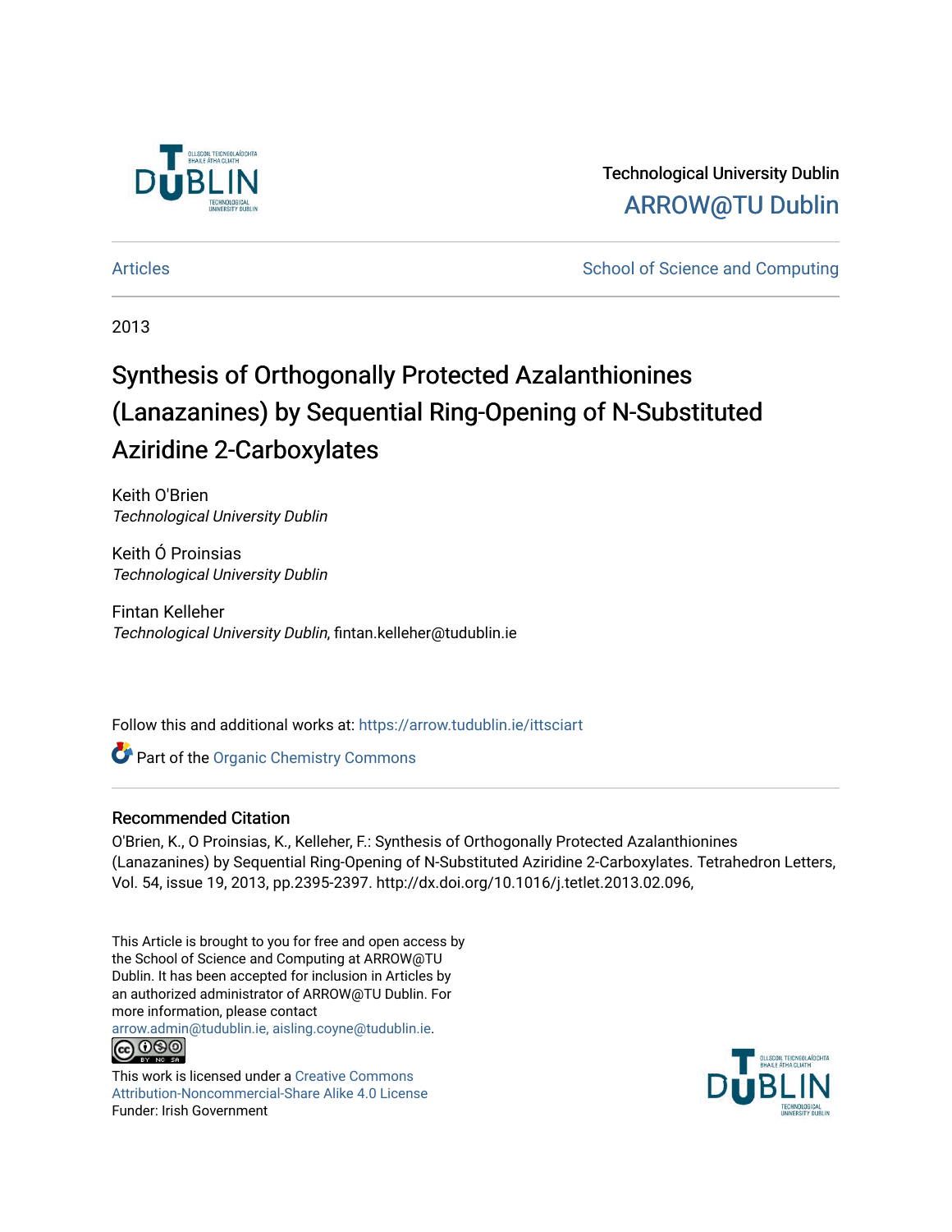Technological University Dublin

ARROW@TU Dublin

Articles | School of Science and Computing

2013

# Synthesis of Orthogonally Protected Azalanthionines (Lanazanines) by Sequential Ring-Opening of N-Substituted Aziridine 2-Carboxylates

Keith O'Brien
*Technological University Dublin*

Keith Ó Proinsias
*Technological University Dublin*

Fintan Kelleher
*Technological University Dublin*, fintan.kelleher@tudublin.ie

Follow this and additional works at: https://arrow.tudublin.ie/ittsciart

Part of the Organic Chemistry Commons

## Recommended Citation

O'Brien, K., O Proinsias, K., Kelleher, F.: Synthesis of Orthogonally Protected Azalanthionines (Lanazanines) by Sequential Ring-Opening of N-Substituted Aziridine 2-Carboxylates. Tetrahedron Letters, Vol. 54, issue 19, 2013, pp.2395-2397. http://dx.doi.org/10.1016/j.tetlet.2013.02.096,

This Article is brought to you for free and open access by the School of Science and Computing at ARROW@TU Dublin. It has been accepted for inclusion in Articles by an authorized administrator of ARROW@TU Dublin. For more information, please contact arrow.admin@tudublin.ie, aisling.coyne@tudublin.ie.

This work is licensed under a Creative Commons Attribution-Noncommercial-Share Alike 4.0 License
Funder: Irish Government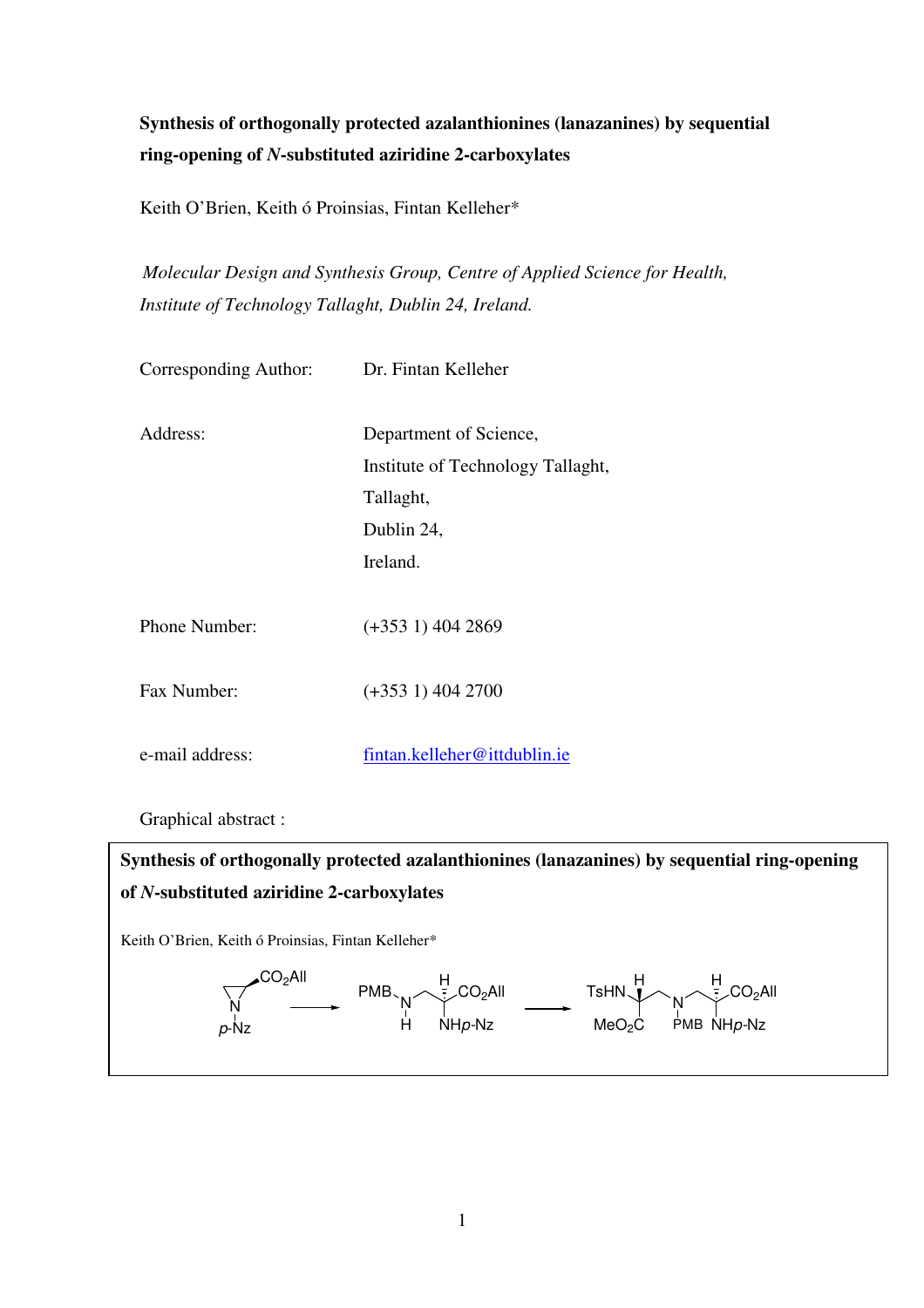**Synthesis of orthogonally protected azalanthionines (lanazanines) by sequential ring-opening of *N*-substituted aziridine 2-carboxylates**

Keith O'Brien, Keith ó Proinsias, Fintan Kelleher*

*Molecular Design and Synthesis Group, Centre of Applied Science for Health, Institute of Technology Tallaght, Dublin 24, Ireland.*

Corresponding Author: Dr. Fintan Kelleher

Address: Department of Science,
Institute of Technology Tallaght,
Tallaght,
Dublin 24,
Ireland.

Phone Number: (+353 1) 404 2869

Fax Number: (+353 1) 404 2700

e-mail address: fintan.kelleher@ittdublin.ie

Graphical abstract :

**Synthesis of orthogonally protected azalanthionines (lanazanines) by sequential ring-opening of *N*-substituted aziridine 2-carboxylates**

Keith O'Brien, Keith ó Proinsias, Fintan Kelleher*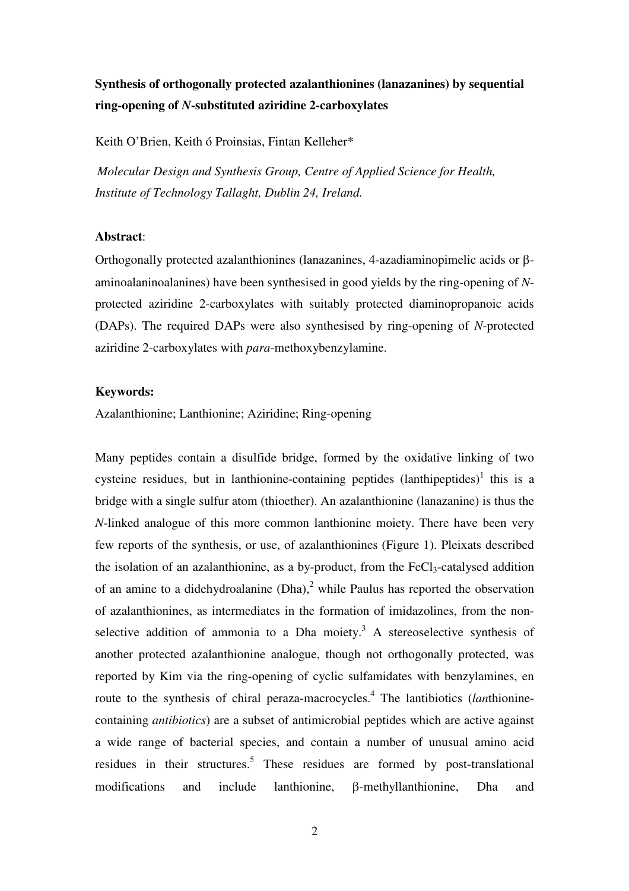**Synthesis of orthogonally protected azalanthionines (lanazanines) by sequential ring-opening of *N*-substituted aziridine 2-carboxylates**

Keith O'Brien, Keith ó Proinsias, Fintan Kelleher*

*Molecular Design and Synthesis Group, Centre of Applied Science for Health, Institute of Technology Tallaght, Dublin 24, Ireland.*

**Abstract**:

Orthogonally protected azalanthionines (lanazanines, 4-azadiaminopimelic acids or β-aminoalaninoalanines) have been synthesised in good yields by the ring-opening of *N*-protected aziridine 2-carboxylates with suitably protected diaminopropanoic acids (DAPs). The required DAPs were also synthesised by ring-opening of *N*-protected aziridine 2-carboxylates with *para*-methoxybenzylamine.

**Keywords:**

Azalanthionine; Lanthionine; Aziridine; Ring-opening

Many peptides contain a disulfide bridge, formed by the oxidative linking of two cysteine residues, but in lanthionine-containing peptides (lanthipeptides)[1] this is a bridge with a single sulfur atom (thioether). An azalanthionine (lanazanine) is thus the *N*-linked analogue of this more common lanthionine moiety. There have been very few reports of the synthesis, or use, of azalanthionines (Figure 1). Pleixats described the isolation of an azalanthionine, as a by-product, from the $FeCl_3$-catalysed addition of an amine to a didehydroalanine (Dha),[2] while Paulus has reported the observation of azalanthionines, as intermediates in the formation of imidazolines, from the non-selective addition of ammonia to a Dha moiety.[3] A stereoselective synthesis of another protected azalanthionine analogue, though not orthogonally protected, was reported by Kim via the ring-opening of cyclic sulfamidates with benzylamines, en route to the synthesis of chiral peraza-macrocycles.[4] The lantibiotics (*lan*thionine-containing *antibiotics*) are a subset of antimicrobial peptides which are active against a wide range of bacterial species, and contain a number of unusual amino acid residues in their structures.[5] These residues are formed by post-translational modifications and include lanthionine, β-methyllanthionine, Dha and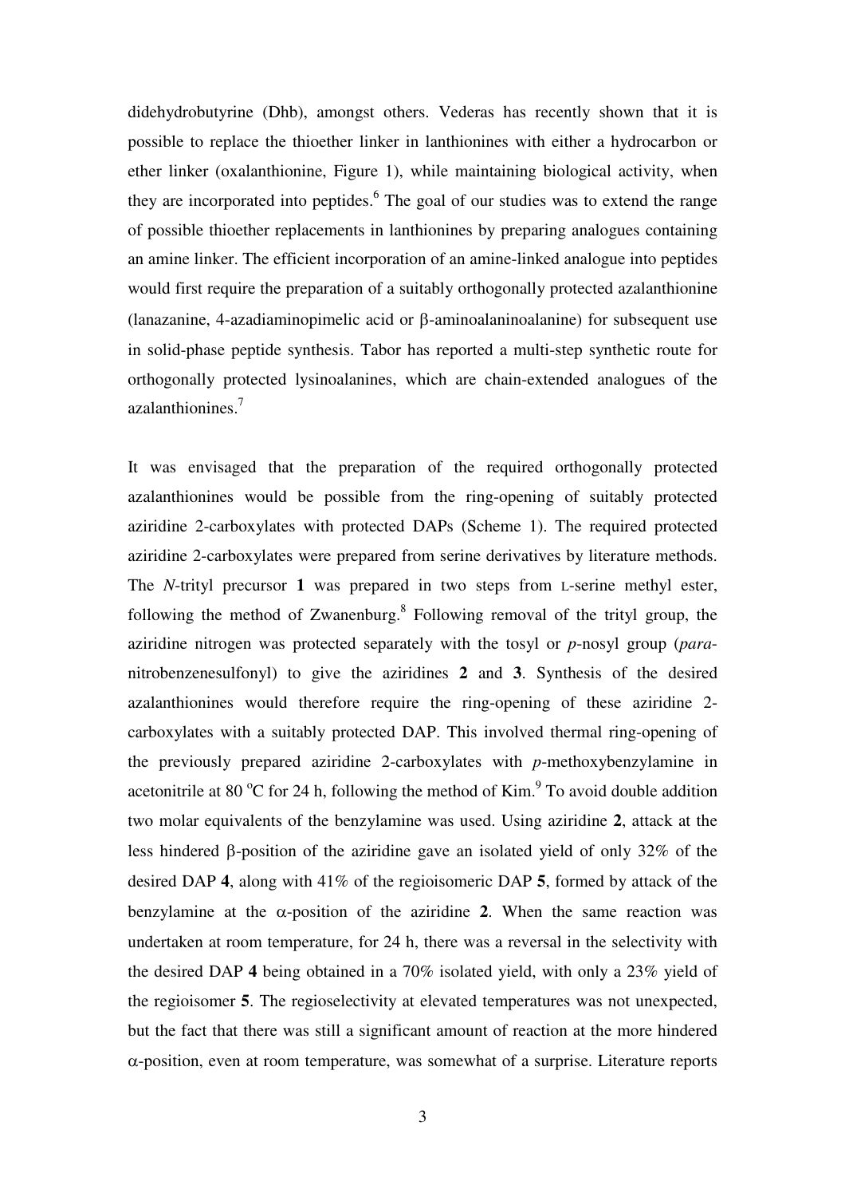didehydrobutyrine (Dhb), amongst others. Vederas has recently shown that it is possible to replace the thioether linker in lanthionines with either a hydrocarbon or ether linker (oxalanthionine, Figure 1), while maintaining biological activity, when they are incorporated into peptides.[6] The goal of our studies was to extend the range of possible thioether replacements in lanthionines by preparing analogues containing an amine linker. The efficient incorporation of an amine-linked analogue into peptides would first require the preparation of a suitably orthogonally protected azalanthionine (lanazanine, 4-azadiaminopimelic acid or β-aminoalaninoalanine) for subsequent use in solid-phase peptide synthesis. Tabor has reported a multi-step synthetic route for orthogonally protected lysinoalanines, which are chain-extended analogues of the azalanthionines.[7]

It was envisaged that the preparation of the required orthogonally protected azalanthionines would be possible from the ring-opening of suitably protected aziridine 2-carboxylates with protected DAPs (Scheme 1). The required protected aziridine 2-carboxylates were prepared from serine derivatives by literature methods. The *N*-trityl precursor **1** was prepared in two steps from L-serine methyl ester, following the method of Zwanenburg.[8] Following removal of the trityl group, the aziridine nitrogen was protected separately with the tosyl or *p*-nosyl group (*para*-nitrobenzenesulfonyl) to give the aziridines **2** and **3**. Synthesis of the desired azalanthionines would therefore require the ring-opening of these aziridine 2-carboxylates with a suitably protected DAP. This involved thermal ring-opening of the previously prepared aziridine 2-carboxylates with *p*-methoxybenzylamine in acetonitrile at 80 °C for 24 h, following the method of Kim.[9] To avoid double addition two molar equivalents of the benzylamine was used. Using aziridine **2**, attack at the less hindered β-position of the aziridine gave an isolated yield of only 32% of the desired DAP **4**, along with 41% of the regioisomeric DAP **5**, formed by attack of the benzylamine at the α-position of the aziridine **2**. When the same reaction was undertaken at room temperature, for 24 h, there was a reversal in the selectivity with the desired DAP **4** being obtained in a 70% isolated yield, with only a 23% yield of the regioisomer **5**. The regioselectivity at elevated temperatures was not unexpected, but the fact that there was still a significant amount of reaction at the more hindered α-position, even at room temperature, was somewhat of a surprise. Literature reports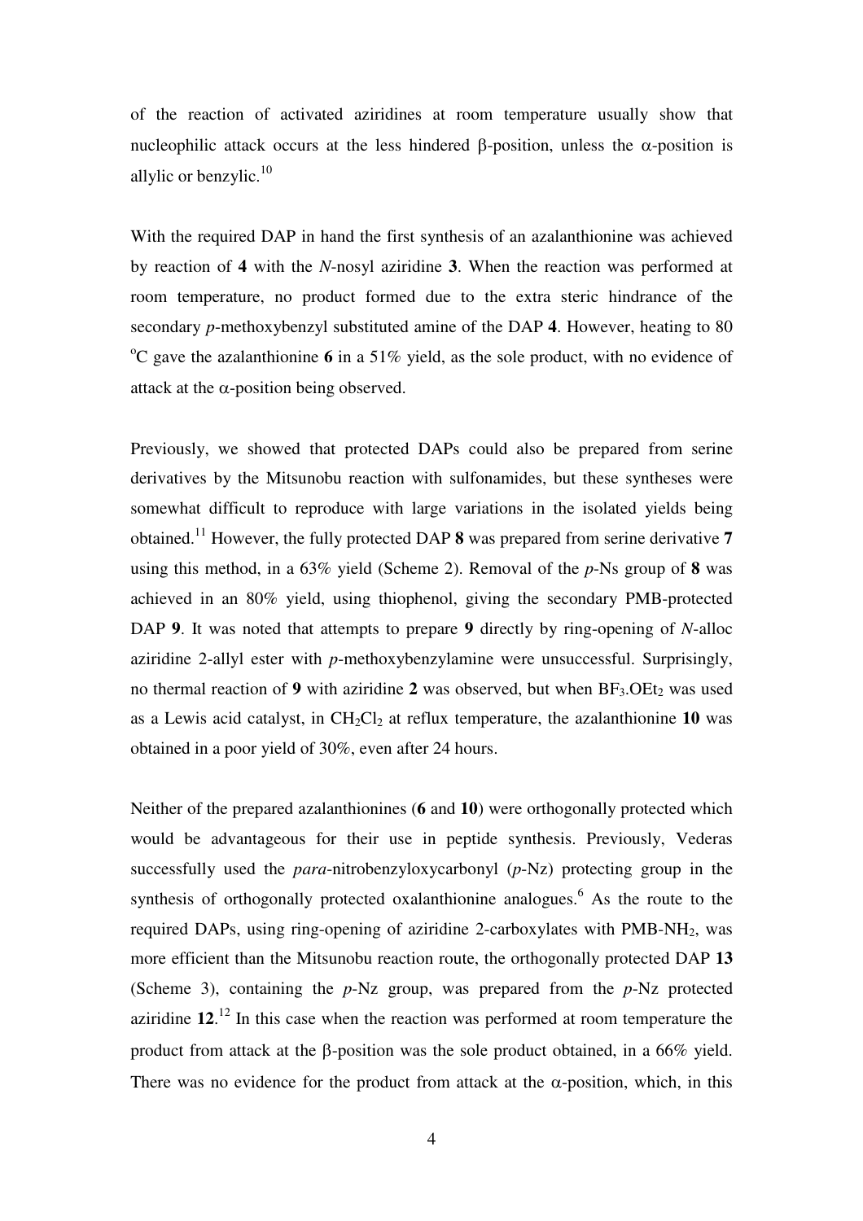of the reaction of activated aziridines at room temperature usually show that nucleophilic attack occurs at the less hindered β-position, unless the α-position is allylic or benzylic.[10]

With the required DAP in hand the first synthesis of an azalanthionine was achieved by reaction of **4** with the *N*-nosyl aziridine **3**. When the reaction was performed at room temperature, no product formed due to the extra steric hindrance of the secondary *p*-methoxybenzyl substituted amine of the DAP **4**. However, heating to 80 °C gave the azalanthionine **6** in a 51% yield, as the sole product, with no evidence of attack at the α-position being observed.

Previously, we showed that protected DAPs could also be prepared from serine derivatives by the Mitsunobu reaction with sulfonamides, but these syntheses were somewhat difficult to reproduce with large variations in the isolated yields being obtained.[11] However, the fully protected DAP **8** was prepared from serine derivative **7** using this method, in a 63% yield (Scheme 2). Removal of the *p*-Ns group of **8** was achieved in an 80% yield, using thiophenol, giving the secondary PMB-protected DAP **9**. It was noted that attempts to prepare **9** directly by ring-opening of *N*-alloc aziridine 2-allyl ester with *p*-methoxybenzylamine were unsuccessful. Surprisingly, no thermal reaction of **9** with aziridine **2** was observed, but when $BF_3.OEt_2$ was used as a Lewis acid catalyst, in $CH_2Cl_2$ at reflux temperature, the azalanthionine **10** was obtained in a poor yield of 30%, even after 24 hours.

Neither of the prepared azalanthionines (**6** and **10**) were orthogonally protected which would be advantageous for their use in peptide synthesis. Previously, Vederas successfully used the *para*-nitrobenzyloxycarbonyl (*p*-Nz) protecting group in the synthesis of orthogonally protected oxalanthionine analogues.[6] As the route to the required DAPs, using ring-opening of aziridine 2-carboxylates with PMB-$NH_2$, was more efficient than the Mitsunobu reaction route, the orthogonally protected DAP **13** (Scheme 3), containing the *p*-Nz group, was prepared from the *p*-Nz protected aziridine **12**.[12] In this case when the reaction was performed at room temperature the product from attack at the β-position was the sole product obtained, in a 66% yield. There was no evidence for the product from attack at the α-position, which, in this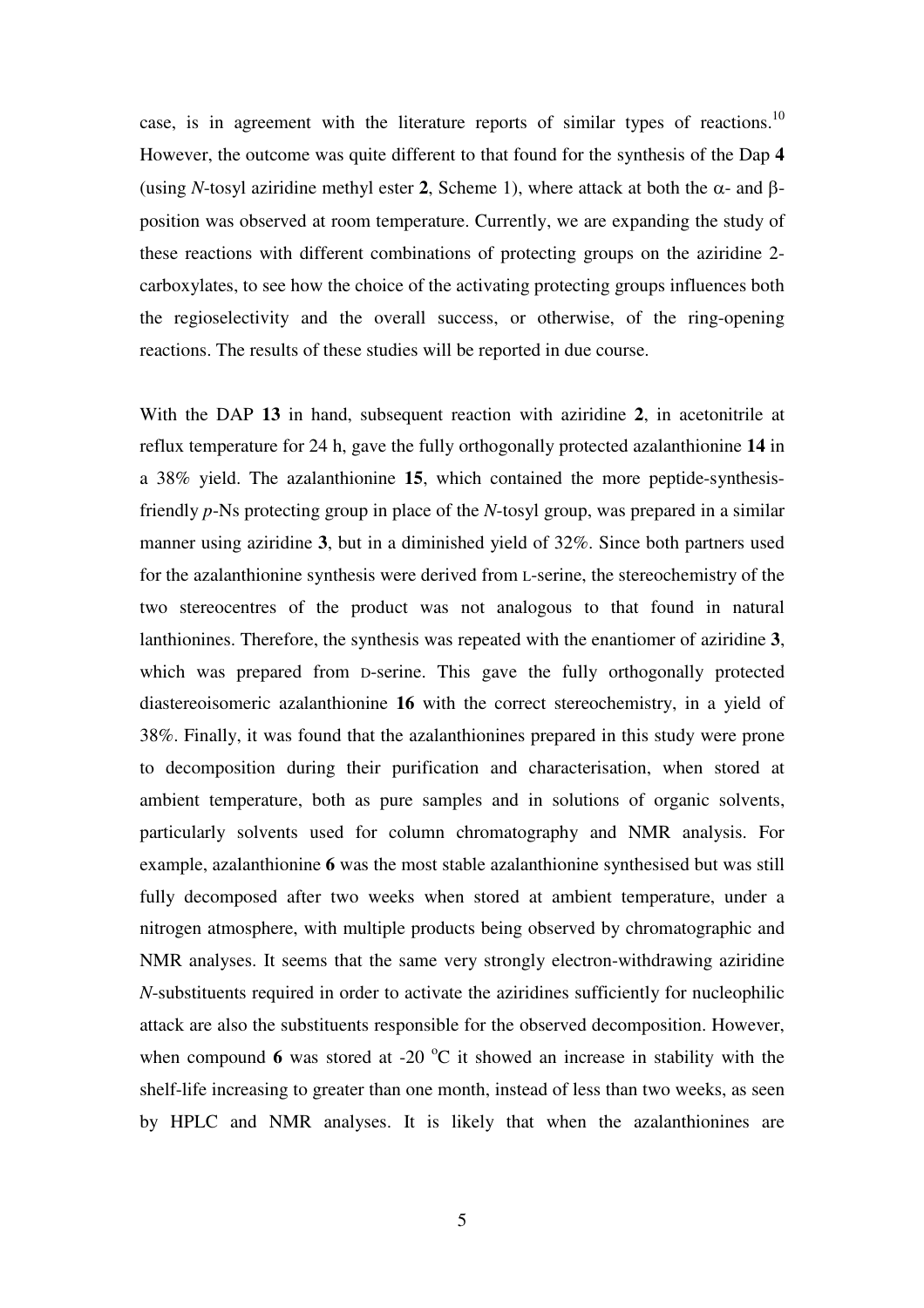case, is in agreement with the literature reports of similar types of reactions.[10] However, the outcome was quite different to that found for the synthesis of the Dap **4** (using *N*-tosyl aziridine methyl ester **2**, Scheme 1), where attack at both the α- and β-position was observed at room temperature. Currently, we are expanding the study of these reactions with different combinations of protecting groups on the aziridine 2-carboxylates, to see how the choice of the activating protecting groups influences both the regioselectivity and the overall success, or otherwise, of the ring-opening reactions. The results of these studies will be reported in due course.

With the DAP **13** in hand, subsequent reaction with aziridine **2**, in acetonitrile at reflux temperature for 24 h, gave the fully orthogonally protected azalanthionine **14** in a 38% yield. The azalanthionine **15**, which contained the more peptide-synthesis-friendly *p*-Ns protecting group in place of the *N*-tosyl group, was prepared in a similar manner using aziridine **3**, but in a diminished yield of 32%. Since both partners used for the azalanthionine synthesis were derived from L-serine, the stereochemistry of the two stereocentres of the product was not analogous to that found in natural lanthionines. Therefore, the synthesis was repeated with the enantiomer of aziridine **3**, which was prepared from D-serine. This gave the fully orthogonally protected diastereoisomeric azalanthionine **16** with the correct stereochemistry, in a yield of 38%. Finally, it was found that the azalanthionines prepared in this study were prone to decomposition during their purification and characterisation, when stored at ambient temperature, both as pure samples and in solutions of organic solvents, particularly solvents used for column chromatography and NMR analysis. For example, azalanthionine **6** was the most stable azalanthionine synthesised but was still fully decomposed after two weeks when stored at ambient temperature, under a nitrogen atmosphere, with multiple products being observed by chromatographic and NMR analyses. It seems that the same very strongly electron-withdrawing aziridine *N*-substituents required in order to activate the aziridines sufficiently for nucleophilic attack are also the substituents responsible for the observed decomposition. However, when compound **6** was stored at -20 °C it showed an increase in stability with the shelf-life increasing to greater than one month, instead of less than two weeks, as seen by HPLC and NMR analyses. It is likely that when the azalanthionines are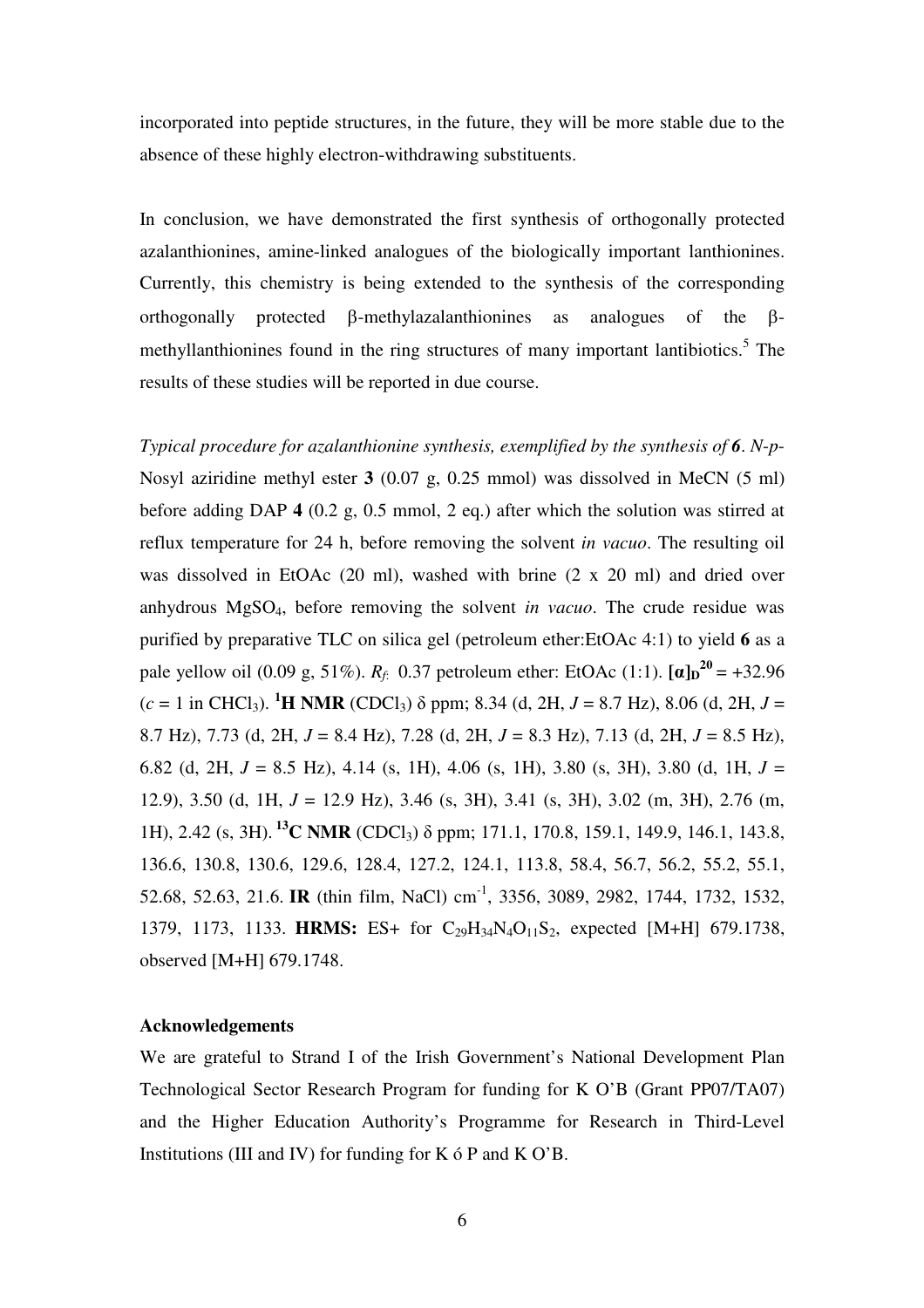incorporated into peptide structures, in the future, they will be more stable due to the absence of these highly electron-withdrawing substituents.

In conclusion, we have demonstrated the first synthesis of orthogonally protected azalanthionines, amine-linked analogues of the biologically important lanthionines. Currently, this chemistry is being extended to the synthesis of the corresponding orthogonally protected β-methylazalanthionines as analogues of the β-methyllanthionines found in the ring structures of many important lantibiotics.[5] The results of these studies will be reported in due course.

*Typical procedure for azalanthionine synthesis, exemplified by the synthesis of **6***. *N-p-*Nosyl aziridine methyl ester **3** (0.07 g, 0.25 mmol) was dissolved in MeCN (5 ml) before adding DAP **4** (0.2 g, 0.5 mmol, 2 eq.) after which the solution was stirred at reflux temperature for 24 h, before removing the solvent *in vacuo*. The resulting oil was dissolved in EtOAc (20 ml), washed with brine (2 x 20 ml) and dried over anhydrous $MgSO_4$, before removing the solvent *in vacuo*. The crude residue was purified by preparative TLC on silica gel (petroleum ether:EtOAc 4:1) to yield **6** as a pale yellow oil (0.09 g, 51%). $R_f$: 0.37 petroleum ether: EtOAc (1:1). $[\alpha]_D^{20}$ = +32.96 (*c* = 1 in $CHCl_3$). **$^1$H NMR** ($CDCl_3$) δ ppm; 8.34 (d, 2H, *J* = 8.7 Hz), 8.06 (d, 2H, *J* = 8.7 Hz), 7.73 (d, 2H, *J* = 8.4 Hz), 7.28 (d, 2H, *J* = 8.3 Hz), 7.13 (d, 2H, *J* = 8.5 Hz), 6.82 (d, 2H, *J* = 8.5 Hz), 4.14 (s, 1H), 4.06 (s, 1H), 3.80 (s, 3H), 3.80 (d, 1H, *J* = 12.9), 3.50 (d, 1H, *J* = 12.9 Hz), 3.46 (s, 3H), 3.41 (s, 3H), 3.02 (m, 3H), 2.76 (m, 1H), 2.42 (s, 3H). **$^{13}$C NMR** ($CDCl_3$) δ ppm; 171.1, 170.8, 159.1, 149.9, 146.1, 143.8, 136.6, 130.8, 130.6, 129.6, 128.4, 127.2, 124.1, 113.8, 58.4, 56.7, 56.2, 55.2, 55.1, 52.68, 52.63, 21.6. **IR** (thin film, NaCl) $cm^{-1}$, 3356, 3089, 2982, 1744, 1732, 1532, 1379, 1173, 1133. **HRMS:** ES+ for $C_{29}H_{34}N_4O_{11}S_2$, expected [M+H] 679.1738, observed [M+H] 679.1748.

### Acknowledgements

We are grateful to Strand I of the Irish Government's National Development Plan Technological Sector Research Program for funding for K O'B (Grant PP07/TA07) and the Higher Education Authority's Programme for Research in Third-Level Institutions (III and IV) for funding for K ó P and K O'B.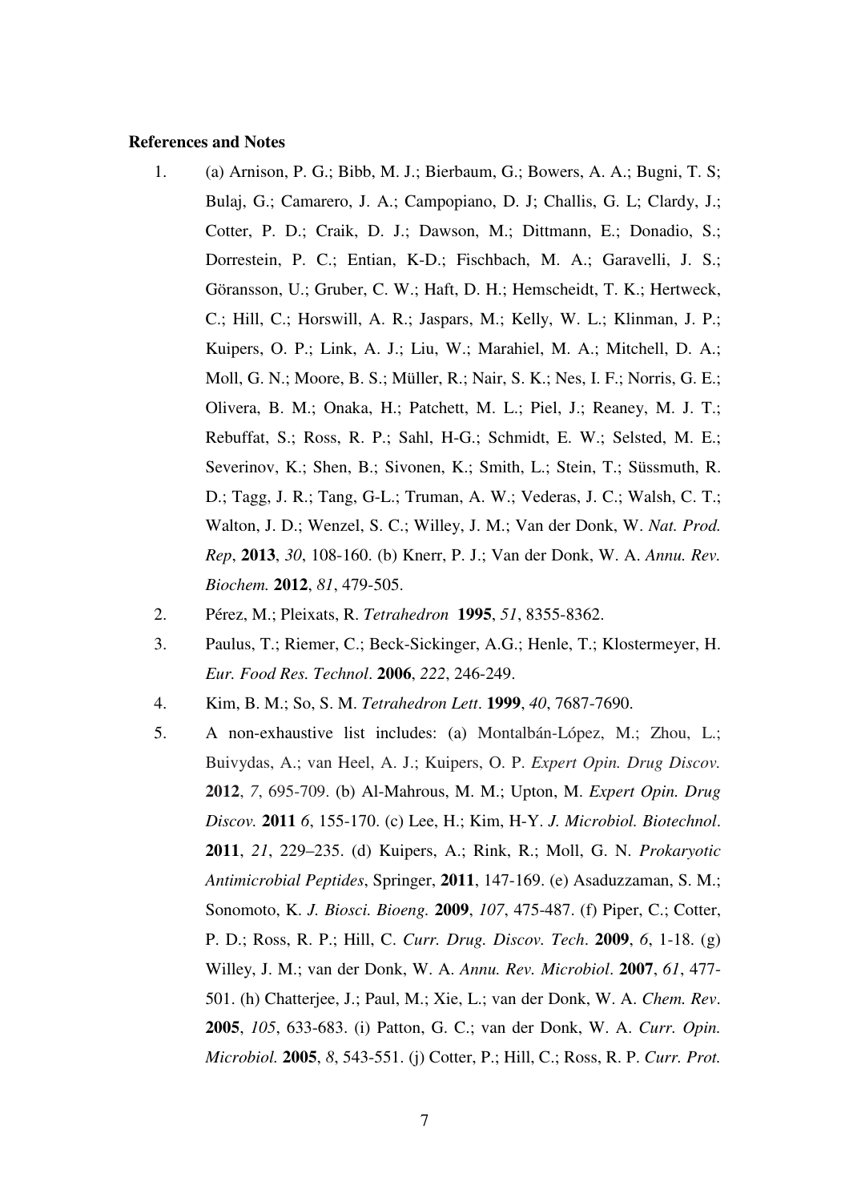**References and Notes**

1. (a) Arnison, P. G.; Bibb, M. J.; Bierbaum, G.; Bowers, A. A.; Bugni, T. S; Bulaj, G.; Camarero, J. A.; Campopiano, D. J; Challis, G. L; Clardy, J.; Cotter, P. D.; Craik, D. J.; Dawson, M.; Dittmann, E.; Donadio, S.; Dorrestein, P. C.; Entian, K-D.; Fischbach, M. A.; Garavelli, J. S.; Göransson, U.; Gruber, C. W.; Haft, D. H.; Hemscheidt, T. K.; Hertweck, C.; Hill, C.; Horswill, A. R.; Jaspars, M.; Kelly, W. L.; Klinman, J. P.; Kuipers, O. P.; Link, A. J.; Liu, W.; Marahiel, M. A.; Mitchell, D. A.; Moll, G. N.; Moore, B. S.; Müller, R.; Nair, S. K.; Nes, I. F.; Norris, G. E.; Olivera, B. M.; Onaka, H.; Patchett, M. L.; Piel, J.; Reaney, M. J. T.; Rebuffat, S.; Ross, R. P.; Sahl, H-G.; Schmidt, E. W.; Selsted, M. E.; Severinov, K.; Shen, B.; Sivonen, K.; Smith, L.; Stein, T.; Süssmuth, R. D.; Tagg, J. R.; Tang, G-L.; Truman, A. W.; Vederas, J. C.; Walsh, C. T.; Walton, J. D.; Wenzel, S. C.; Willey, J. M.; Van der Donk, W. *Nat. Prod. Rep*, **2013**, *30*, 108-160. (b) Knerr, P. J.; Van der Donk, W. A. *Annu. Rev. Biochem.* **2012**, *81*, 479-505.
2. Pérez, M.; Pleixats, R. *Tetrahedron* **1995**, *51*, 8355-8362.
3. Paulus, T.; Riemer, C.; Beck-Sickinger, A.G.; Henle, T.; Klostermeyer, H. *Eur. Food Res. Technol*. **2006**, *222*, 246-249.
4. Kim, B. M.; So, S. M. *Tetrahedron Lett*. **1999**, *40*, 7687-7690.
5. A non-exhaustive list includes: (a) Montalbán-López, M.; Zhou, L.; Buivydas, A.; van Heel, A. J.; Kuipers, O. P. *Expert Opin. Drug Discov.* **2012**, *7*, 695-709. (b) Al-Mahrous, M. M.; Upton, M. *Expert Opin. Drug Discov.* **2011** *6*, 155-170. (c) Lee, H.; Kim, H-Y. *J. Microbiol. Biotechnol*. **2011**, *21*, 229–235. (d) Kuipers, A.; Rink, R.; Moll, G. N. *Prokaryotic Antimicrobial Peptides*, Springer, **2011**, 147-169. (e) Asaduzzaman, S. M.; Sonomoto, K. *J. Biosci. Bioeng.* **2009**, *107*, 475-487. (f) Piper, C.; Cotter, P. D.; Ross, R. P.; Hill, C. *Curr. Drug. Discov. Tech*. **2009**, *6*, 1-18. (g) Willey, J. M.; van der Donk, W. A. *Annu. Rev. Microbiol*. **2007**, *61*, 477-501. (h) Chatterjee, J.; Paul, M.; Xie, L.; van der Donk, W. A. *Chem. Rev*. **2005**, *105*, 633-683. (i) Patton, G. C.; van der Donk, W. A. *Curr. Opin. Microbiol.* **2005**, *8*, 543-551. (j) Cotter, P.; Hill, C.; Ross, R. P. *Curr. Prot.*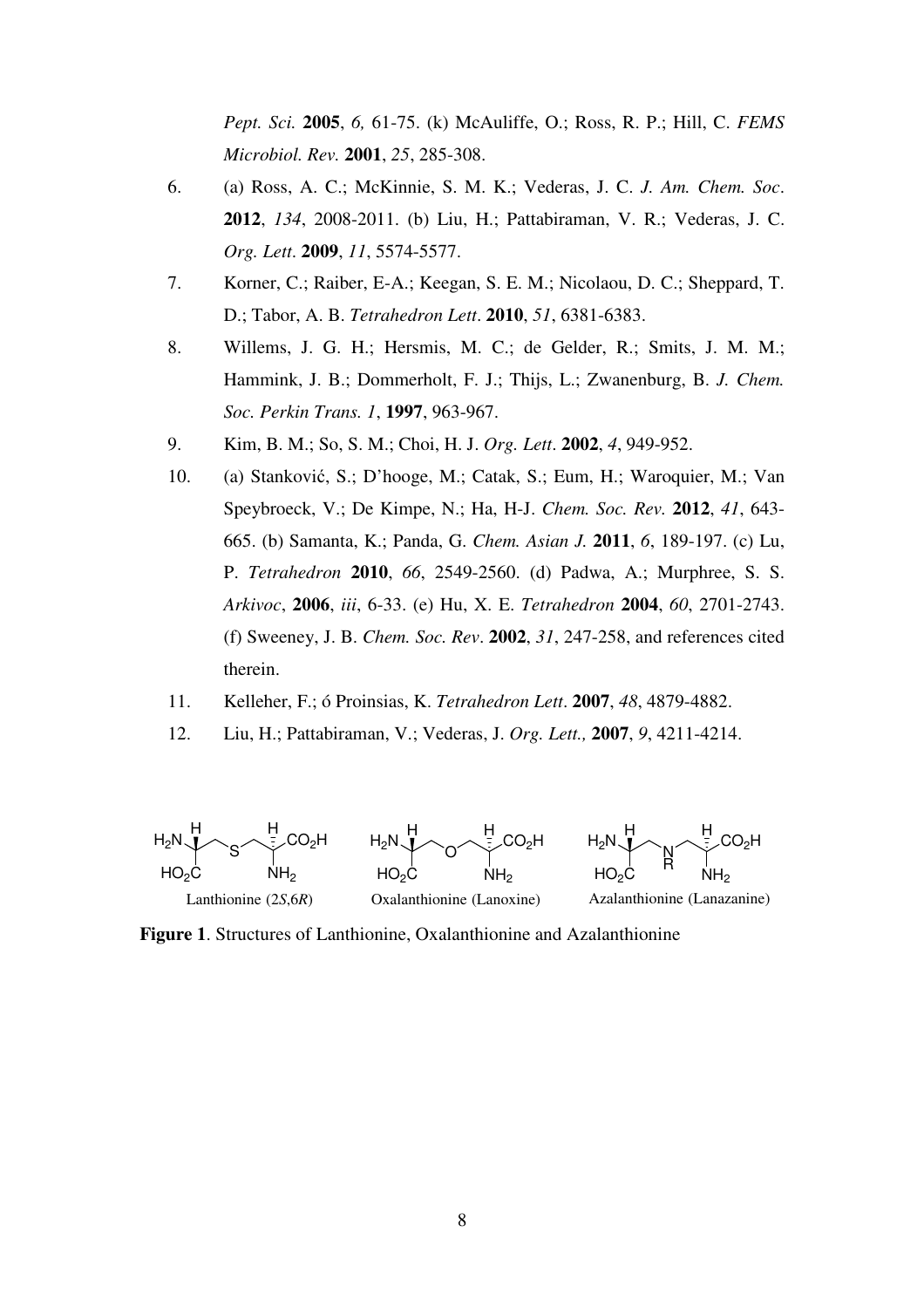*Pept. Sci.* **2005**, *6,* 61-75. (k) McAuliffe, O.; Ross, R. P.; Hill, C. *FEMS Microbiol. Rev.* **2001**, *25*, 285-308.

6. (a) Ross, A. C.; McKinnie, S. M. K.; Vederas, J. C. *J. Am. Chem. Soc*. **2012**, *134*, 2008-2011. (b) Liu, H.; Pattabiraman, V. R.; Vederas, J. C. *Org. Lett*. **2009**, *11*, 5574-5577.
7. Korner, C.; Raiber, E-A.; Keegan, S. E. M.; Nicolaou, D. C.; Sheppard, T. D.; Tabor, A. B. *Tetrahedron Lett*. **2010**, *51*, 6381-6383.
8. Willems, J. G. H.; Hersmis, M. C.; de Gelder, R.; Smits, J. M. M.; Hammink, J. B.; Dommerholt, F. J.; Thijs, L.; Zwanenburg, B. *J. Chem. Soc. Perkin Trans. 1*, **1997**, 963-967.
9. Kim, B. M.; So, S. M.; Choi, H. J. *Org. Lett*. **2002**, *4*, 949-952.
10. (a) Stanković, S.; D'hooge, M.; Catak, S.; Eum, H.; Waroquier, M.; Van Speybroeck, V.; De Kimpe, N.; Ha, H-J. *Chem. Soc. Rev.* **2012**, *41*, 643-665. (b) Samanta, K.; Panda, G. *Chem. Asian J.* **2011**, *6*, 189-197. (c) Lu, P. *Tetrahedron* **2010**, *66*, 2549-2560. (d) Padwa, A.; Murphree, S. S. *Arkivoc*, **2006**, *iii*, 6-33. (e) Hu, X. E. *Tetrahedron* **2004**, *60*, 2701-2743. (f) Sweeney, J. B. *Chem. Soc. Rev*. **2002**, *31*, 247-258, and references cited therein.
11. Kelleher, F.; ó Proinsias, K. *Tetrahedron Lett*. **2007**, *48*, 4879-4882.
12. Liu, H.; Pattabiraman, V.; Vederas, J. *Org. Lett.,* **2007**, *9*, 4211-4214.

Lanthionine (2*S*,6*R*) Oxalanthionine (Lanoxine) Azalanthionine (Lanazanine)

**Figure 1**. Structures of Lanthionine, Oxalanthionine and Azalanthionine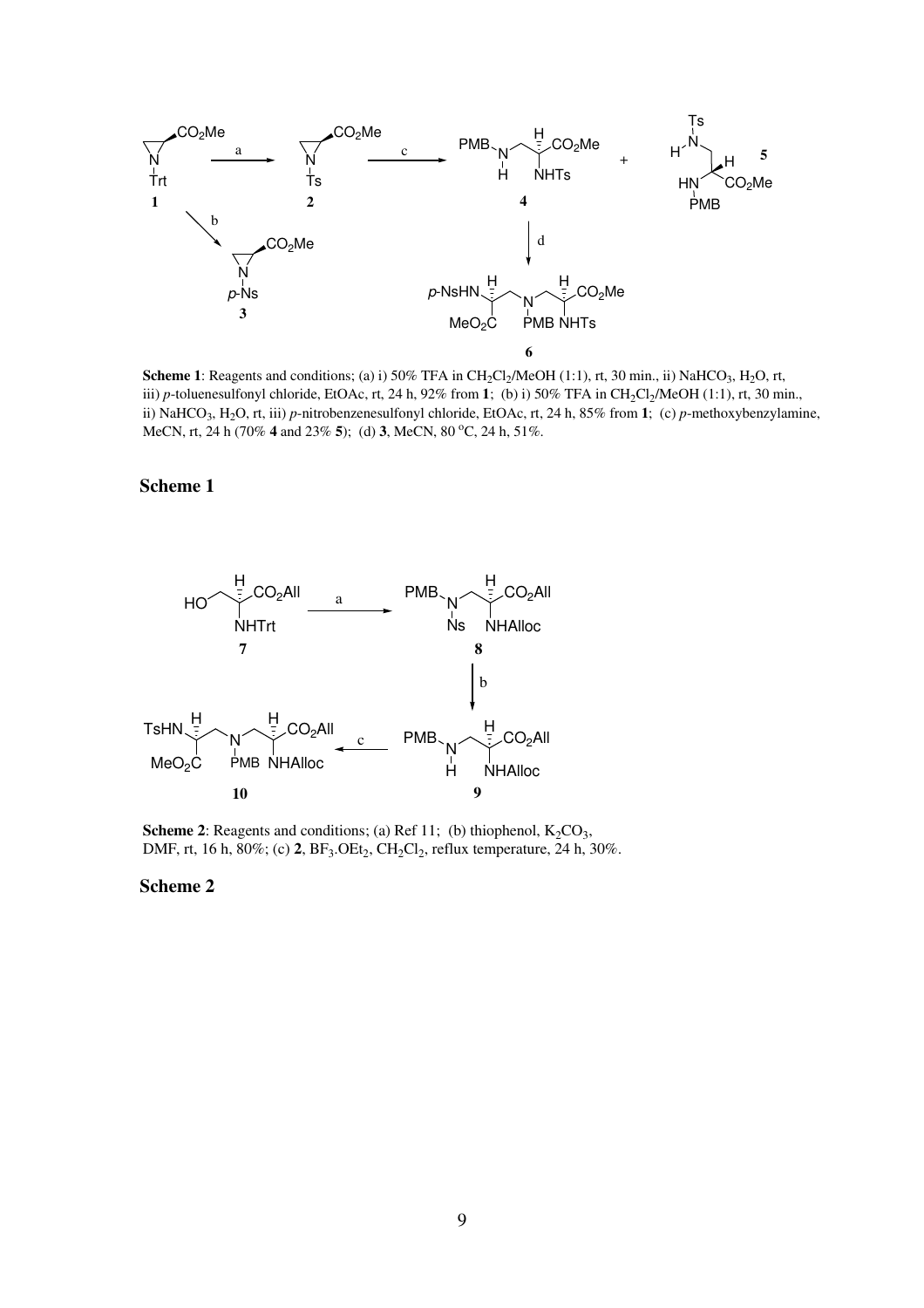**Scheme 1**: Reagents and conditions; (a) i) 50% TFA in $CH_2Cl_2$/MeOH (1:1), rt, 30 min., ii) $NaHCO_3$, $H_2O$, rt, iii) *p*-toluenesulfonyl chloride, EtOAc, rt, 24 h, 92% from **1**; (b) i) 50% TFA in $CH_2Cl_2$/MeOH (1:1), rt, 30 min., ii) $NaHCO_3$, $H_2O$, rt, iii) *p*-nitrobenzenesulfonyl chloride, EtOAc, rt, 24 h, 85% from **1**; (c) *p*-methoxybenzylamine, MeCN, rt, 24 h (70% **4** and 23% **5**); (d) **3**, MeCN, 80 °C, 24 h, 51%.

## Scheme 1

**Scheme 2**: Reagents and conditions; (a) Ref 11; (b) thiophenol, $K_2CO_3$, DMF, rt, 16 h, 80%; (c) **2**, $BF_3.OEt_2$, $CH_2Cl_2$, reflux temperature, 24 h, 30%.

## Scheme 2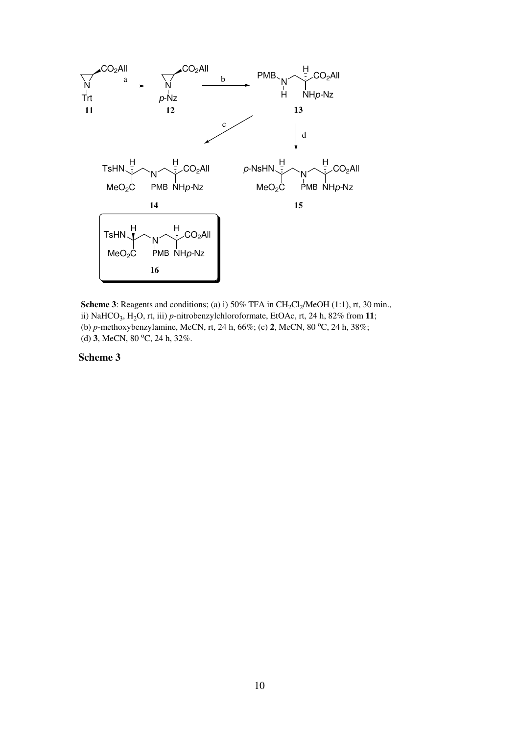**Scheme 3**: Reagents and conditions; (a) i) 50% TFA in $CH_2Cl_2$/MeOH (1:1), rt, 30 min., ii) $NaHCO_3$, $H_2O$, rt, iii) *p*-nitrobenzylchloroformate, EtOAc, rt, 24 h, 82% from **11**; (b) *p*-methoxybenzylamine, MeCN, rt, 24 h, 66%; (c) **2**, MeCN, 80 $^{o}$C, 24 h, 38%; (d) **3**, MeCN, 80 $^{o}$C, 24 h, 32%.

**Scheme 3**